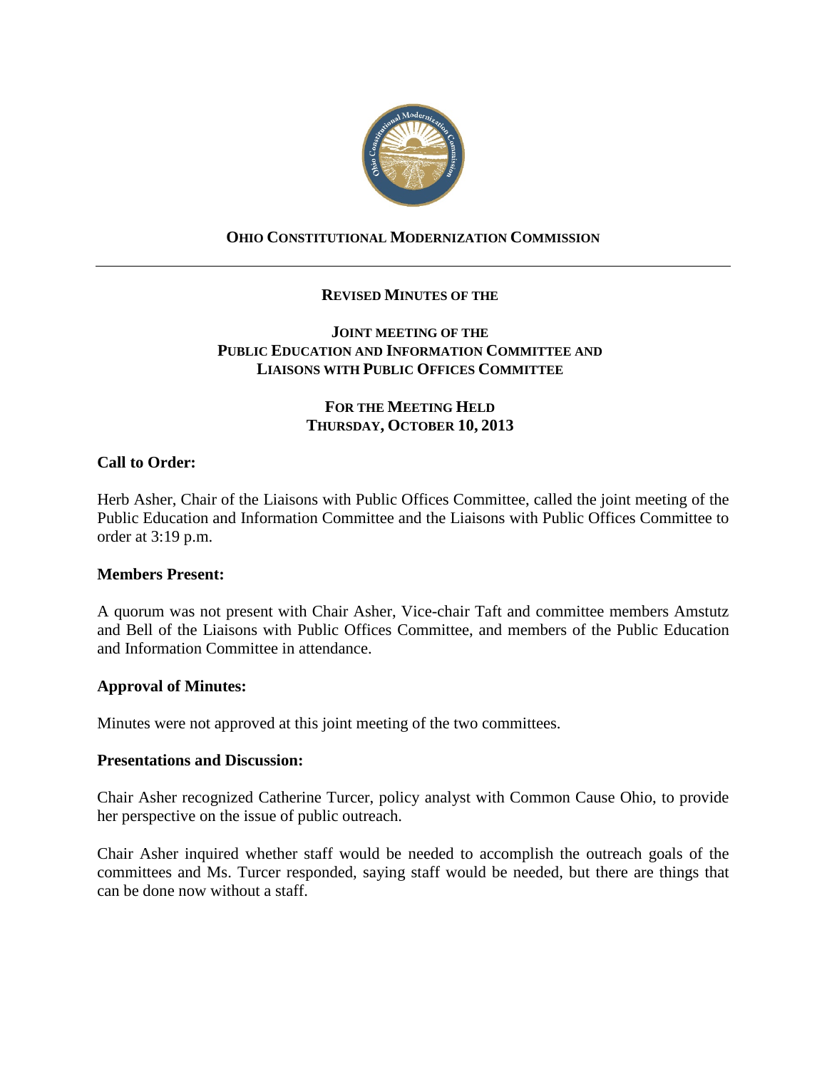**OHIO CONSTITUTIONAL MODERNIZATION COMMISSION**

---

**REVISED MINUTES OF THE**

**JOINT MEETING OF THE**
**PUBLIC EDUCATION AND INFORMATION COMMITTEE AND**
**LIAISONS WITH PUBLIC OFFICES COMMITTEE**

**FOR THE MEETING HELD**
**THURSDAY, OCTOBER 10, 2013**

**Call to Order:**

Herb Asher, Chair of the Liaisons with Public Offices Committee, called the joint meeting of the Public Education and Information Committee and the Liaisons with Public Offices Committee to order at 3:19 p.m.

**Members Present:**

A quorum was not present with Chair Asher, Vice-chair Taft and committee members Amstutz and Bell of the Liaisons with Public Offices Committee, and members of the Public Education and Information Committee in attendance.

**Approval of Minutes:**

Minutes were not approved at this joint meeting of the two committees.

**Presentations and Discussion:**

Chair Asher recognized Catherine Turcer, policy analyst with Common Cause Ohio, to provide her perspective on the issue of public outreach.

Chair Asher inquired whether staff would be needed to accomplish the outreach goals of the committees and Ms. Turcer responded, saying staff would be needed, but there are things that can be done now without a staff.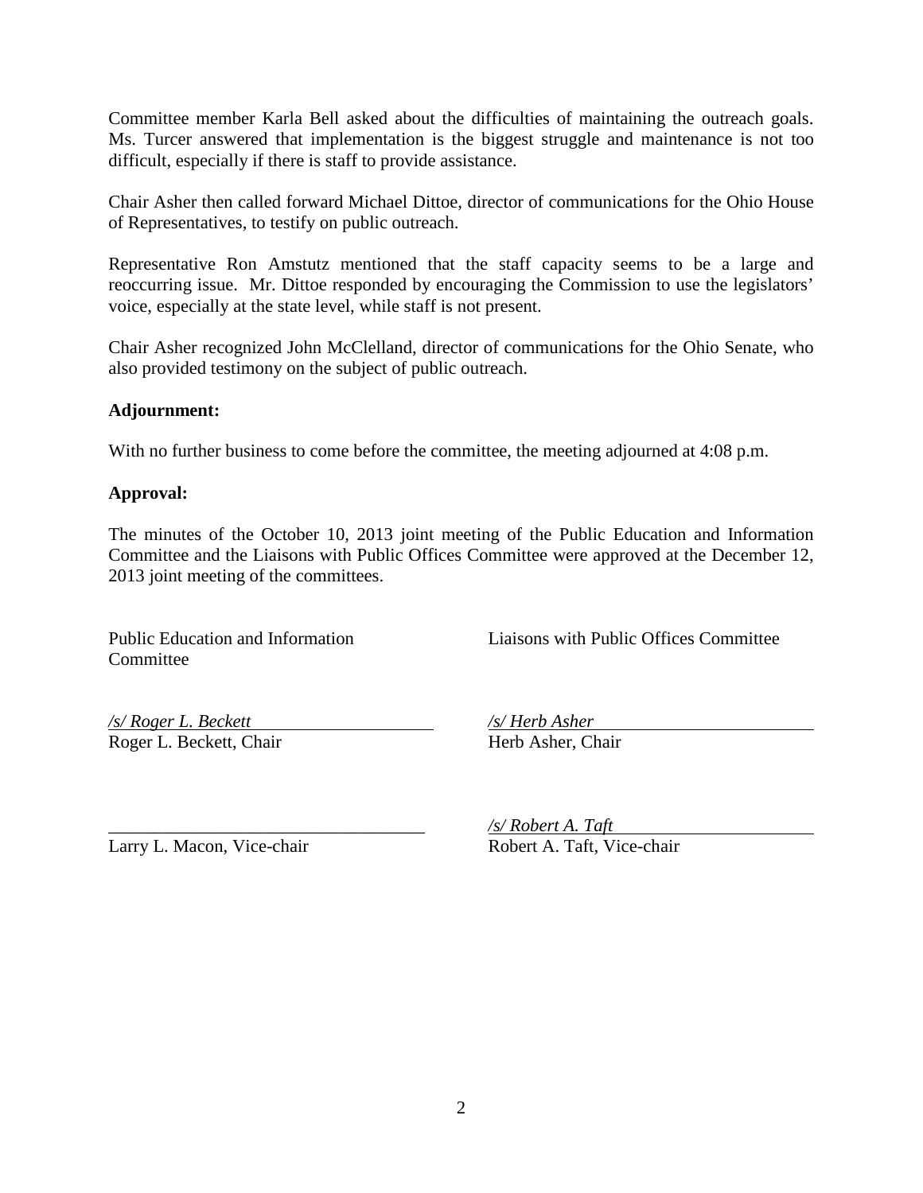Committee member Karla Bell asked about the difficulties of maintaining the outreach goals. Ms. Turcer answered that implementation is the biggest struggle and maintenance is not too difficult, especially if there is staff to provide assistance.

Chair Asher then called forward Michael Dittoe, director of communications for the Ohio House of Representatives, to testify on public outreach.

Representative Ron Amstutz mentioned that the staff capacity seems to be a large and reoccurring issue. Mr. Dittoe responded by encouraging the Commission to use the legislators' voice, especially at the state level, while staff is not present.

Chair Asher recognized John McClelland, director of communications for the Ohio Senate, who also provided testimony on the subject of public outreach.

**Adjournment:**

With no further business to come before the committee, the meeting adjourned at 4:08 p.m.

**Approval:**

The minutes of the October 10, 2013 joint meeting of the Public Education and Information Committee and the Liaisons with Public Offices Committee were approved at the December 12, 2013 joint meeting of the committees.

Public Education and Information Committee

*/s/ Roger L. Beckett*
Roger L. Beckett, Chair

\_\_\_\_\_\_\_\_\_\_\_\_\_\_\_\_\_\_\_\_\_\_\_\_\_\_\_\_\_\_\_\_\_\_
Larry L. Macon, Vice-chair

Liaisons with Public Offices Committee

*/s/ Herb Asher*
Herb Asher, Chair

*/s/ Robert A. Taft*
Robert A. Taft, Vice-chair